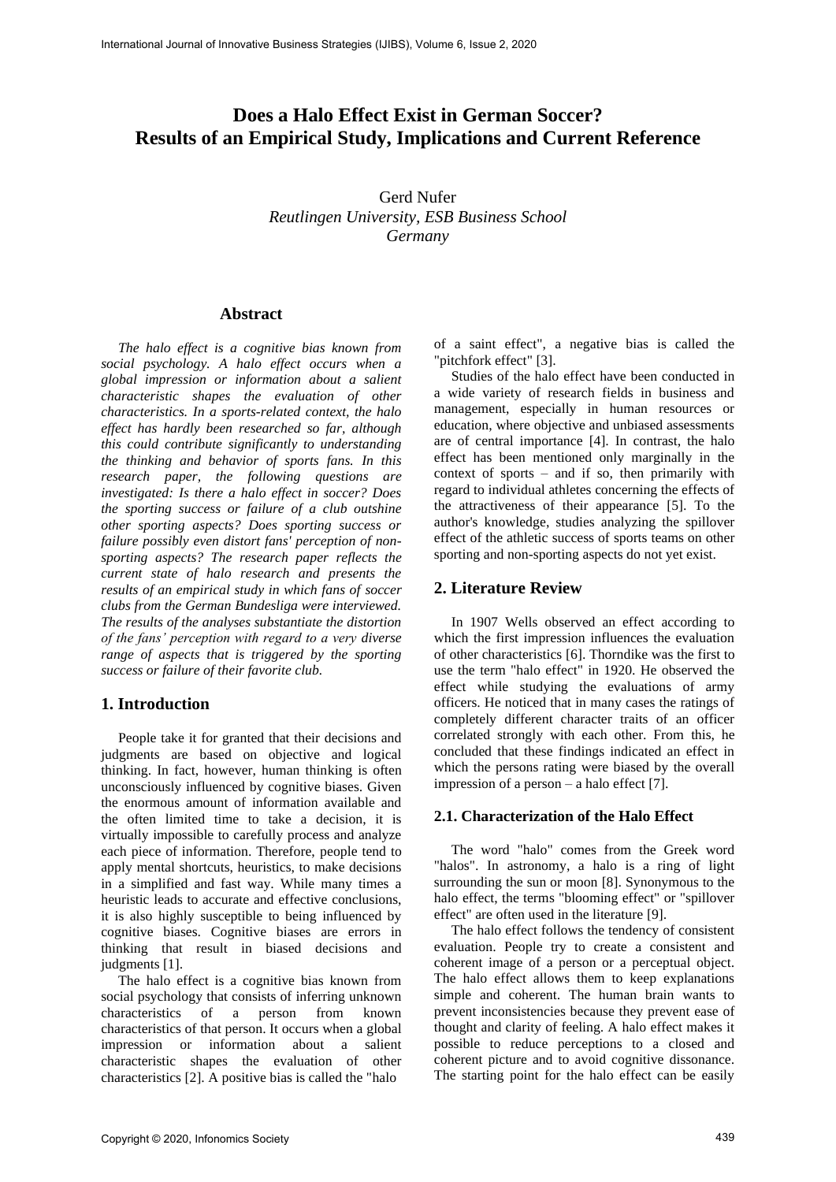# Does a Halo Effect Exist in German Soccer? Results of an Empirical Study, Implications and Current Reference

Gerd Nufer
*Reutlingen University, ESB Business School*
*Germany*

## Abstract

*The halo effect is a cognitive bias known from social psychology. A halo effect occurs when a global impression or information about a salient characteristic shapes the evaluation of other characteristics. In a sports-related context, the halo effect has hardly been researched so far, although this could contribute significantly to understanding the thinking and behavior of sports fans. In this research paper, the following questions are investigated: Is there a halo effect in soccer? Does the sporting success or failure of a club outshine other sporting aspects? Does sporting success or failure possibly even distort fans' perception of non-sporting aspects? The research paper reflects the current state of halo research and presents the results of an empirical study in which fans of soccer clubs from the German Bundesliga were interviewed. The results of the analyses substantiate the distortion of the fans' perception with regard to a very diverse range of aspects that is triggered by the sporting success or failure of their favorite club.*

## 1. Introduction

People take it for granted that their decisions and judgments are based on objective and logical thinking. In fact, however, human thinking is often unconsciously influenced by cognitive biases. Given the enormous amount of information available and the often limited time to take a decision, it is virtually impossible to carefully process and analyze each piece of information. Therefore, people tend to apply mental shortcuts, heuristics, to make decisions in a simplified and fast way. While many times a heuristic leads to accurate and effective conclusions, it is also highly susceptible to being influenced by cognitive biases. Cognitive biases are errors in thinking that result in biased decisions and judgments [1].

The halo effect is a cognitive bias known from social psychology that consists of inferring unknown characteristics of a person from known characteristics of that person. It occurs when a global impression or information about a salient characteristic shapes the evaluation of other characteristics [2]. A positive bias is called the "halo of a saint effect", a negative bias is called the "pitchfork effect" [3].

Studies of the halo effect have been conducted in a wide variety of research fields in business and management, especially in human resources or education, where objective and unbiased assessments are of central importance [4]. In contrast, the halo effect has been mentioned only marginally in the context of sports – and if so, then primarily with regard to individual athletes concerning the effects of the attractiveness of their appearance [5]. To the author's knowledge, studies analyzing the spillover effect of the athletic success of sports teams on other sporting and non-sporting aspects do not yet exist.

## 2. Literature Review

In 1907 Wells observed an effect according to which the first impression influences the evaluation of other characteristics [6]. Thorndike was the first to use the term "halo effect" in 1920. He observed the effect while studying the evaluations of army officers. He noticed that in many cases the ratings of completely different character traits of an officer correlated strongly with each other. From this, he concluded that these findings indicated an effect in which the persons rating were biased by the overall impression of a person – a halo effect [7].

### 2.1. Characterization of the Halo Effect

The word "halo" comes from the Greek word "halos". In astronomy, a halo is a ring of light surrounding the sun or moon [8]. Synonymous to the halo effect, the terms "blooming effect" or "spillover effect" are often used in the literature [9].

The halo effect follows the tendency of consistent evaluation. People try to create a consistent and coherent image of a person or a perceptual object. The halo effect allows them to keep explanations simple and coherent. The human brain wants to prevent inconsistencies because they prevent ease of thought and clarity of feeling. A halo effect makes it possible to reduce perceptions to a closed and coherent picture and to avoid cognitive dissonance. The starting point for the halo effect can be easily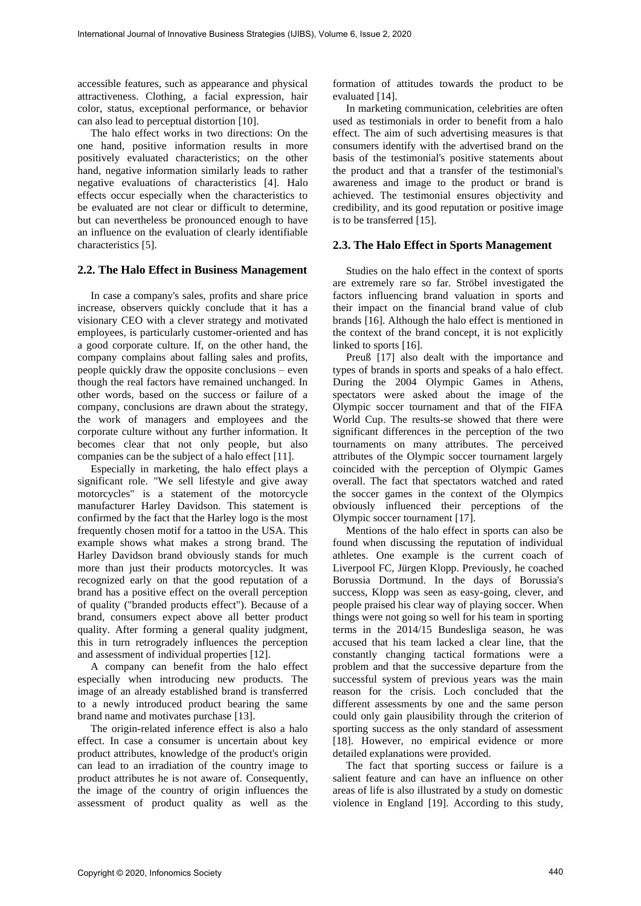accessible features, such as appearance and physical attractiveness. Clothing, a facial expression, hair color, status, exceptional performance, or behavior can also lead to perceptual distortion [10].

The halo effect works in two directions: On the one hand, positive information results in more positively evaluated characteristics; on the other hand, negative information similarly leads to rather negative evaluations of characteristics [4]. Halo effects occur especially when the characteristics to be evaluated are not clear or difficult to determine, but can nevertheless be pronounced enough to have an influence on the evaluation of clearly identifiable characteristics [5].

## 2.2. The Halo Effect in Business Management

In case a company's sales, profits and share price increase, observers quickly conclude that it has a visionary CEO with a clever strategy and motivated employees, is particularly customer-oriented and has a good corporate culture. If, on the other hand, the company complains about falling sales and profits, people quickly draw the opposite conclusions – even though the real factors have remained unchanged. In other words, based on the success or failure of a company, conclusions are drawn about the strategy, the work of managers and employees and the corporate culture without any further information. It becomes clear that not only people, but also companies can be the subject of a halo effect [11].

Especially in marketing, the halo effect plays a significant role. "We sell lifestyle and give away motorcycles" is a statement of the motorcycle manufacturer Harley Davidson. This statement is confirmed by the fact that the Harley logo is the most frequently chosen motif for a tattoo in the USA. This example shows what makes a strong brand. The Harley Davidson brand obviously stands for much more than just their products motorcycles. It was recognized early on that the good reputation of a brand has a positive effect on the overall perception of quality ("branded products effect"). Because of a brand, consumers expect above all better product quality. After forming a general quality judgment, this in turn retrogradely influences the perception and assessment of individual properties [12].

A company can benefit from the halo effect especially when introducing new products. The image of an already established brand is transferred to a newly introduced product bearing the same brand name and motivates purchase [13].

The origin-related inference effect is also a halo effect. In case a consumer is uncertain about key product attributes, knowledge of the product's origin can lead to an irradiation of the country image to product attributes he is not aware of. Consequently, the image of the country of origin influences the assessment of product quality as well as the formation of attitudes towards the product to be evaluated [14].

In marketing communication, celebrities are often used as testimonials in order to benefit from a halo effect. The aim of such advertising measures is that consumers identify with the advertised brand on the basis of the testimonial's positive statements about the product and that a transfer of the testimonial's awareness and image to the product or brand is achieved. The testimonial ensures objectivity and credibility, and its good reputation or positive image is to be transferred [15].

## 2.3. The Halo Effect in Sports Management

Studies on the halo effect in the context of sports are extremely rare so far. Ströbel investigated the factors influencing brand valuation in sports and their impact on the financial brand value of club brands [16]. Although the halo effect is mentioned in the context of the brand concept, it is not explicitly linked to sports [16].

Preuß [17] also dealt with the importance and types of brands in sports and speaks of a halo effect. During the 2004 Olympic Games in Athens, spectators were asked about the image of the Olympic soccer tournament and that of the FIFA World Cup. The results-se showed that there were significant differences in the perception of the two tournaments on many attributes. The perceived attributes of the Olympic soccer tournament largely coincided with the perception of Olympic Games overall. The fact that spectators watched and rated the soccer games in the context of the Olympics obviously influenced their perceptions of the Olympic soccer tournament [17].

Mentions of the halo effect in sports can also be found when discussing the reputation of individual athletes. One example is the current coach of Liverpool FC, Jürgen Klopp. Previously, he coached Borussia Dortmund. In the days of Borussia's success, Klopp was seen as easy-going, clever, and people praised his clear way of playing soccer. When things were not going so well for his team in sporting terms in the 2014/15 Bundesliga season, he was accused that his team lacked a clear line, that the constantly changing tactical formations were a problem and that the successive departure from the successful system of previous years was the main reason for the crisis. Loch concluded that the different assessments by one and the same person could only gain plausibility through the criterion of sporting success as the only standard of assessment [18]. However, no empirical evidence or more detailed explanations were provided.

The fact that sporting success or failure is a salient feature and can have an influence on other areas of life is also illustrated by a study on domestic violence in England [19]. According to this study,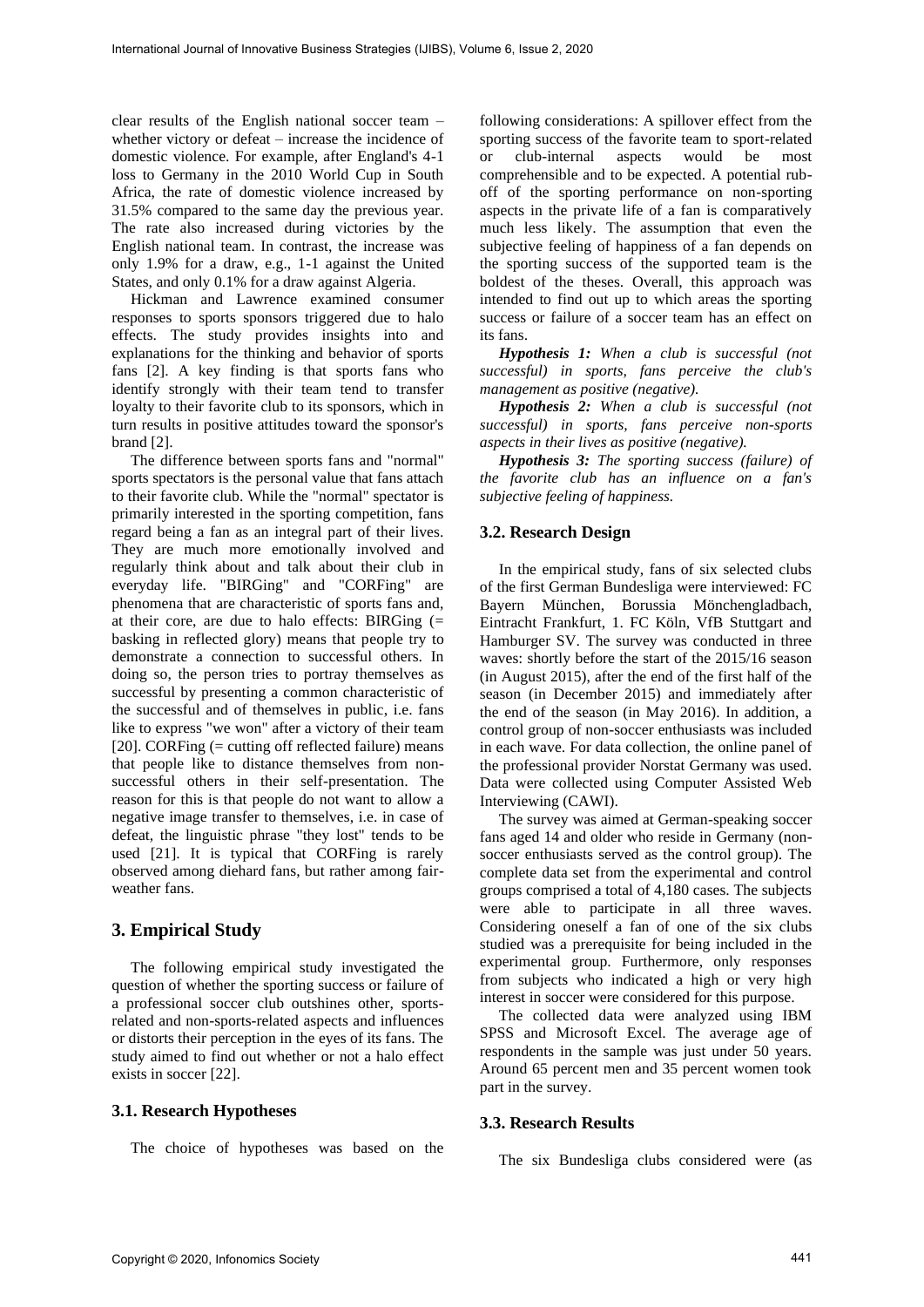clear results of the English national soccer team – whether victory or defeat – increase the incidence of domestic violence. For example, after England's 4-1 loss to Germany in the 2010 World Cup in South Africa, the rate of domestic violence increased by 31.5% compared to the same day the previous year. The rate also increased during victories by the English national team. In contrast, the increase was only 1.9% for a draw, e.g., 1-1 against the United States, and only 0.1% for a draw against Algeria.

Hickman and Lawrence examined consumer responses to sports sponsors triggered due to halo effects. The study provides insights into and explanations for the thinking and behavior of sports fans [2]. A key finding is that sports fans who identify strongly with their team tend to transfer loyalty to their favorite club to its sponsors, which in turn results in positive attitudes toward the sponsor's brand [2].

The difference between sports fans and "normal" sports spectators is the personal value that fans attach to their favorite club. While the "normal" spectator is primarily interested in the sporting competition, fans regard being a fan as an integral part of their lives. They are much more emotionally involved and regularly think about and talk about their club in everyday life. "BIRGing" and "CORFing" are phenomena that are characteristic of sports fans and, at their core, are due to halo effects: BIRGing (= basking in reflected glory) means that people try to demonstrate a connection to successful others. In doing so, the person tries to portray themselves as successful by presenting a common characteristic of the successful and of themselves in public, i.e. fans like to express "we won" after a victory of their team [20]. CORFing (= cutting off reflected failure) means that people like to distance themselves from non-successful others in their self-presentation. The reason for this is that people do not want to allow a negative image transfer to themselves, i.e. in case of defeat, the linguistic phrase "they lost" tends to be used [21]. It is typical that CORFing is rarely observed among diehard fans, but rather among fair-weather fans.

## 3. Empirical Study

The following empirical study investigated the question of whether the sporting success or failure of a professional soccer club outshines other, sports-related and non-sports-related aspects and influences or distorts their perception in the eyes of its fans. The study aimed to find out whether or not a halo effect exists in soccer [22].

### 3.1. Research Hypotheses

The choice of hypotheses was based on the following considerations: A spillover effect from the sporting success of the favorite team to sport-related or club-internal aspects would be most comprehensible and to be expected. A potential rub-off of the sporting performance on non-sporting aspects in the private life of a fan is comparatively much less likely. The assumption that even the subjective feeling of happiness of a fan depends on the sporting success of the supported team is the boldest of the theses. Overall, this approach was intended to find out up to which areas the sporting success or failure of a soccer team has an effect on its fans.

***Hypothesis 1:*** *When a club is successful (not successful) in sports, fans perceive the club's management as positive (negative).*

***Hypothesis 2:*** *When a club is successful (not successful) in sports, fans perceive non-sports aspects in their lives as positive (negative).*

***Hypothesis 3:*** *The sporting success (failure) of the favorite club has an influence on a fan's subjective feeling of happiness.*

### 3.2. Research Design

In the empirical study, fans of six selected clubs of the first German Bundesliga were interviewed: FC Bayern München, Borussia Mönchengladbach, Eintracht Frankfurt, 1. FC Köln, VfB Stuttgart and Hamburger SV. The survey was conducted in three waves: shortly before the start of the 2015/16 season (in August 2015), after the end of the first half of the season (in December 2015) and immediately after the end of the season (in May 2016). In addition, a control group of non-soccer enthusiasts was included in each wave. For data collection, the online panel of the professional provider Norstat Germany was used. Data were collected using Computer Assisted Web Interviewing (CAWI).

The survey was aimed at German-speaking soccer fans aged 14 and older who reside in Germany (non-soccer enthusiasts served as the control group). The complete data set from the experimental and control groups comprised a total of 4,180 cases. The subjects were able to participate in all three waves. Considering oneself a fan of one of the six clubs studied was a prerequisite for being included in the experimental group. Furthermore, only responses from subjects who indicated a high or very high interest in soccer were considered for this purpose.

The collected data were analyzed using IBM SPSS and Microsoft Excel. The average age of respondents in the sample was just under 50 years. Around 65 percent men and 35 percent women took part in the survey.

### 3.3. Research Results

The six Bundesliga clubs considered were (as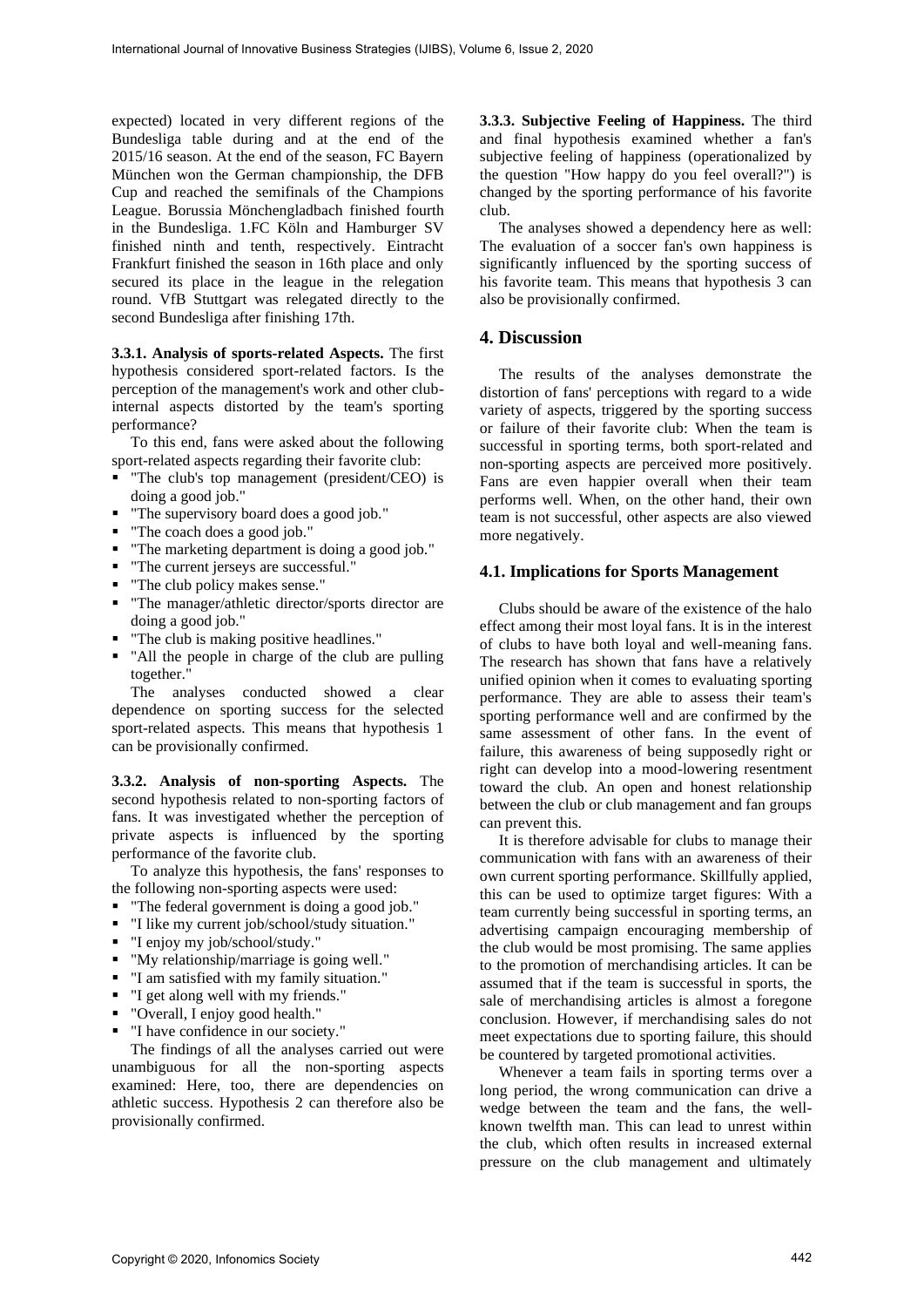expected) located in very different regions of the Bundesliga table during and at the end of the 2015/16 season. At the end of the season, FC Bayern München won the German championship, the DFB Cup and reached the semifinals of the Champions League. Borussia Mönchengladbach finished fourth in the Bundesliga. 1.FC Köln and Hamburger SV finished ninth and tenth, respectively. Eintracht Frankfurt finished the season in 16th place and only secured its place in the league in the relegation round. VfB Stuttgart was relegated directly to the second Bundesliga after finishing 17th.

**3.3.1. Analysis of sports-related Aspects.** The first hypothesis considered sport-related factors. Is the perception of the management's work and other club-internal aspects distorted by the team's sporting performance?

To this end, fans were asked about the following sport-related aspects regarding their favorite club:

- "The club's top management (president/CEO) is doing a good job."
- "The supervisory board does a good job."
- "The coach does a good job."
- "The marketing department is doing a good job."
- "The current jerseys are successful."
- "The club policy makes sense."
- "The manager/athletic director/sports director are doing a good job."
- "The club is making positive headlines."
- "All the people in charge of the club are pulling together."

The analyses conducted showed a clear dependence on sporting success for the selected sport-related aspects. This means that hypothesis 1 can be provisionally confirmed.

**3.3.2. Analysis of non-sporting Aspects.** The second hypothesis related to non-sporting factors of fans. It was investigated whether the perception of private aspects is influenced by the sporting performance of the favorite club.

To analyze this hypothesis, the fans' responses to the following non-sporting aspects were used:

- "The federal government is doing a good job."
- "I like my current job/school/study situation."
- "I enjoy my job/school/study."
- "My relationship/marriage is going well."
- "I am satisfied with my family situation."
- "I get along well with my friends."
- "Overall, I enjoy good health."
- "I have confidence in our society."

The findings of all the analyses carried out were unambiguous for all the non-sporting aspects examined: Here, too, there are dependencies on athletic success. Hypothesis 2 can therefore also be provisionally confirmed.

**3.3.3. Subjective Feeling of Happiness.** The third and final hypothesis examined whether a fan's subjective feeling of happiness (operationalized by the question "How happy do you feel overall?") is changed by the sporting performance of his favorite club.

The analyses showed a dependency here as well: The evaluation of a soccer fan's own happiness is significantly influenced by the sporting success of his favorite team. This means that hypothesis 3 can also be provisionally confirmed.

## 4. Discussion

The results of the analyses demonstrate the distortion of fans' perceptions with regard to a wide variety of aspects, triggered by the sporting success or failure of their favorite club: When the team is successful in sporting terms, both sport-related and non-sporting aspects are perceived more positively. Fans are even happier overall when their team performs well. When, on the other hand, their own team is not successful, other aspects are also viewed more negatively.

### 4.1. Implications for Sports Management

Clubs should be aware of the existence of the halo effect among their most loyal fans. It is in the interest of clubs to have both loyal and well-meaning fans. The research has shown that fans have a relatively unified opinion when it comes to evaluating sporting performance. They are able to assess their team's sporting performance well and are confirmed by the same assessment of other fans. In the event of failure, this awareness of being supposedly right or right can develop into a mood-lowering resentment toward the club. An open and honest relationship between the club or club management and fan groups can prevent this.

It is therefore advisable for clubs to manage their communication with fans with an awareness of their own current sporting performance. Skillfully applied, this can be used to optimize target figures: With a team currently being successful in sporting terms, an advertising campaign encouraging membership of the club would be most promising. The same applies to the promotion of merchandising articles. It can be assumed that if the team is successful in sports, the sale of merchandising articles is almost a foregone conclusion. However, if merchandising sales do not meet expectations due to sporting failure, this should be countered by targeted promotional activities.

Whenever a team fails in sporting terms over a long period, the wrong communication can drive a wedge between the team and the fans, the well-known twelfth man. This can lead to unrest within the club, which often results in increased external pressure on the club management and ultimately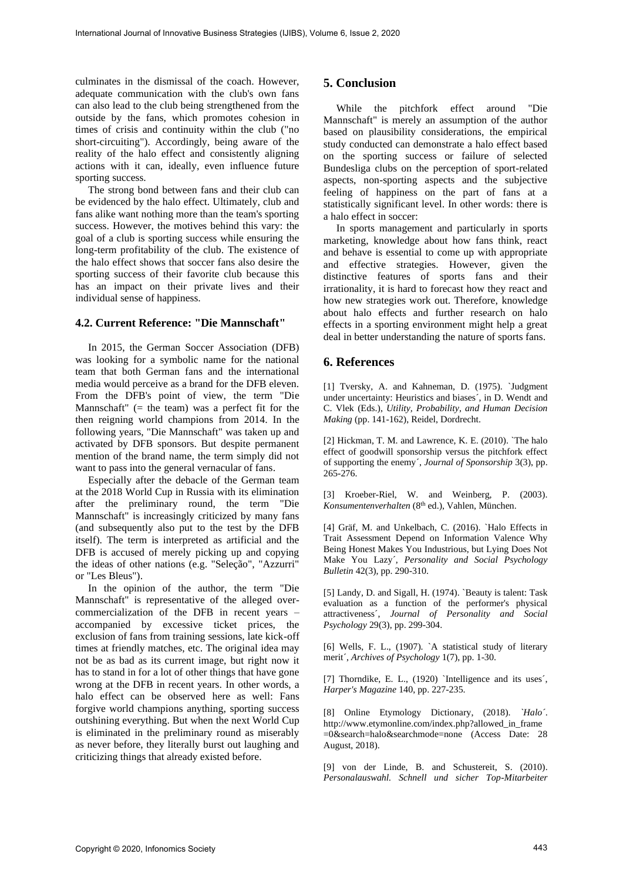culminates in the dismissal of the coach. However, adequate communication with the club's own fans can also lead to the club being strengthened from the outside by the fans, which promotes cohesion in times of crisis and continuity within the club ("no short-circuiting"). Accordingly, being aware of the reality of the halo effect and consistently aligning actions with it can, ideally, even influence future sporting success.

The strong bond between fans and their club can be evidenced by the halo effect. Ultimately, club and fans alike want nothing more than the team's sporting success. However, the motives behind this vary: the goal of a club is sporting success while ensuring the long-term profitability of the club. The existence of the halo effect shows that soccer fans also desire the sporting success of their favorite club because this has an impact on their private lives and their individual sense of happiness.

### 4.2. Current Reference: "Die Mannschaft"

In 2015, the German Soccer Association (DFB) was looking for a symbolic name for the national team that both German fans and the international media would perceive as a brand for the DFB eleven. From the DFB's point of view, the term "Die Mannschaft" (= the team) was a perfect fit for the then reigning world champions from 2014. In the following years, "Die Mannschaft" was taken up and activated by DFB sponsors. But despite permanent mention of the brand name, the term simply did not want to pass into the general vernacular of fans.

Especially after the debacle of the German team at the 2018 World Cup in Russia with its elimination after the preliminary round, the term "Die Mannschaft" is increasingly criticized by many fans (and subsequently also put to the test by the DFB itself). The term is interpreted as artificial and the DFB is accused of merely picking up and copying the ideas of other nations (e.g. "Seleção", "Azzurri" or "Les Bleus").

In the opinion of the author, the term "Die Mannschaft" is representative of the alleged over-commercialization of the DFB in recent years – accompanied by excessive ticket prices, the exclusion of fans from training sessions, late kick-off times at friendly matches, etc. The original idea may not be as bad as its current image, but right now it has to stand in for a lot of other things that have gone wrong at the DFB in recent years. In other words, a halo effect can be observed here as well: Fans forgive world champions anything, sporting success outshining everything. But when the next World Cup is eliminated in the preliminary round as miserably as never before, they literally burst out laughing and criticizing things that already existed before.

## 5. Conclusion

While the pitchfork effect around "Die Mannschaft" is merely an assumption of the author based on plausibility considerations, the empirical study conducted can demonstrate a halo effect based on the sporting success or failure of selected Bundesliga clubs on the perception of sport-related aspects, non-sporting aspects and the subjective feeling of happiness on the part of fans at a statistically significant level. In other words: there is a halo effect in soccer:

In sports management and particularly in sports marketing, knowledge about how fans think, react and behave is essential to come up with appropriate and effective strategies. However, given the distinctive features of sports fans and their irrationality, it is hard to forecast how they react and how new strategies work out. Therefore, knowledge about halo effects and further research on halo effects in a sporting environment might help a great deal in better understanding the nature of sports fans.

## 6. References

[1] Tversky, A. and Kahneman, D. (1975). ´Judgment under uncertainty: Heuristics and biases´, in D. Wendt and C. Vlek (Eds.), *Utility, Probability, and Human Decision Making* (pp. 141-162), Reidel, Dordrecht.

[2] Hickman, T. M. and Lawrence, K. E. (2010). ´The halo effect of goodwill sponsorship versus the pitchfork effect of supporting the enemy´, *Journal of Sponsorship* 3(3), pp. 265-276.

[3] Kroeber-Riel, W. and Weinberg, P. (2003). *Konsumentenverhalten* (8th ed.), Vahlen, München.

[4] Gräf, M. and Unkelbach, C. (2016). ´Halo Effects in Trait Assessment Depend on Information Valence Why Being Honest Makes You Industrious, but Lying Does Not Make You Lazy´, *Personality and Social Psychology Bulletin* 42(3), pp. 290-310.

[5] Landy, D. and Sigall, H. (1974). ´Beauty is talent: Task evaluation as a function of the performer's physical attractiveness´, *Journal of Personality and Social Psychology* 29(3), pp. 299-304.

[6] Wells, F. L., (1907). ´A statistical study of literary merit´, *Archives of Psychology* 1(7), pp. 1-30.

[7] Thorndike, E. L., (1920) ´Intelligence and its uses´, *Harper's Magazine* 140, pp. 227-235.

[8] Online Etymology Dictionary, (2018). *´Halo´*. http://www.etymonline.com/index.php?allowed_in_frame=0&search=halo&searchmode=none (Access Date: 28 August, 2018).

[9] von der Linde, B. and Schustereit, S. (2010). *Personalauswahl. Schnell und sicher Top-Mitarbeiter*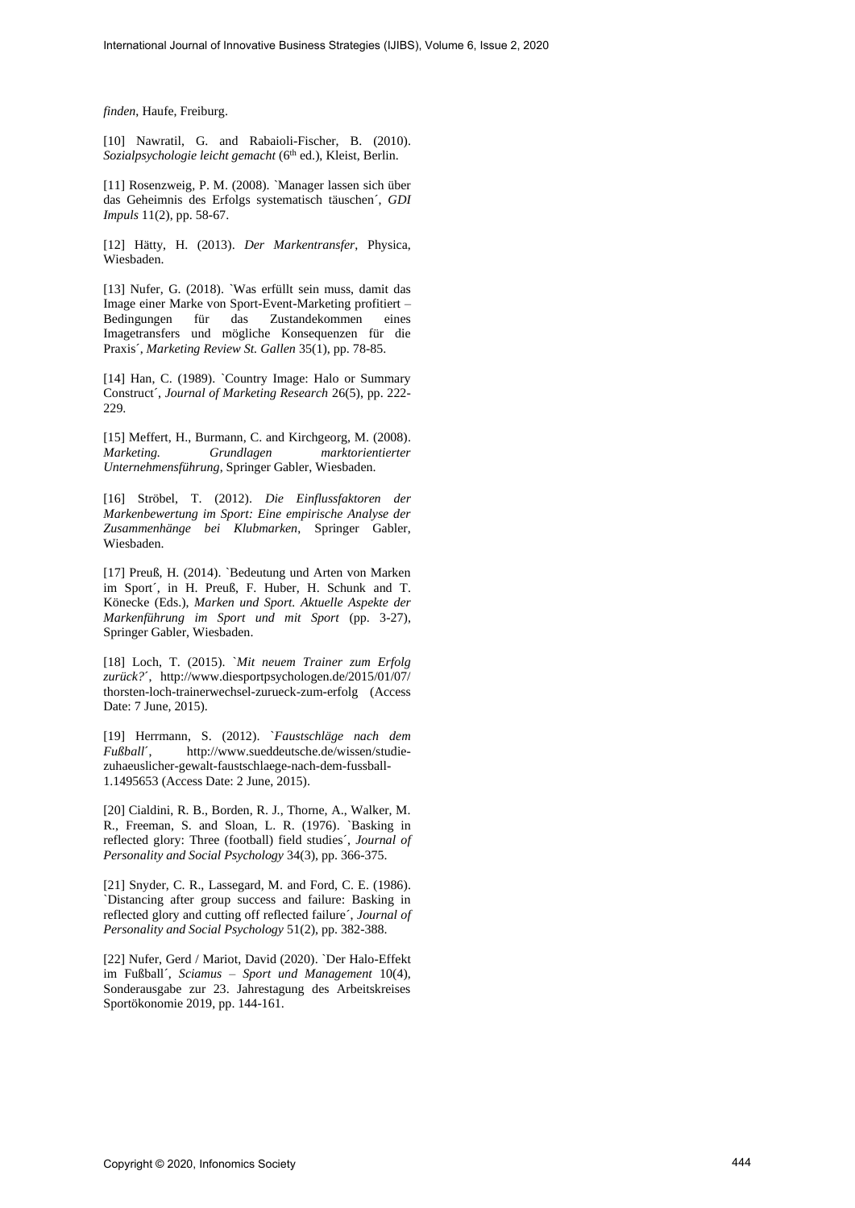*finden*, Haufe, Freiburg.

[10] Nawratil, G. and Rabaioli-Fischer, B. (2010). *Sozialpsychologie leicht gemacht* (6th ed.), Kleist, Berlin.

[11] Rosenzweig, P. M. (2008). `Manager lassen sich über das Geheimnis des Erfolgs systematisch täuschen´, *GDI Impuls* 11(2), pp. 58-67.

[12] Hätty, H. (2013). *Der Markentransfer*, Physica, Wiesbaden.

[13] Nufer, G. (2018). `Was erfüllt sein muss, damit das Image einer Marke von Sport-Event-Marketing profitiert – Bedingungen für das Zustandekommen eines Imagetransfers und mögliche Konsequenzen für die Praxis´, *Marketing Review St. Gallen* 35(1), pp. 78-85.

[14] Han, C. (1989). `Country Image: Halo or Summary Construct´, *Journal of Marketing Research* 26(5), pp. 222-229.

[15] Meffert, H., Burmann, C. and Kirchgeorg, M. (2008). *Marketing. Grundlagen marktorientierter Unternehmensführung*, Springer Gabler, Wiesbaden.

[16] Ströbel, T. (2012). *Die Einflussfaktoren der Markenbewertung im Sport: Eine empirische Analyse der Zusammenhänge bei Klubmarken*, Springer Gabler, Wiesbaden.

[17] Preuß, H. (2014). `Bedeutung und Arten von Marken im Sport´, in H. Preuß, F. Huber, H. Schunk and T. Könecke (Eds.), *Marken und Sport. Aktuelle Aspekte der Markenführung im Sport und mit Sport* (pp. 3-27), Springer Gabler, Wiesbaden.

[18] Loch, T. (2015). `*Mit neuem Trainer zum Erfolg zurück?*´, http://www.diesportpsychologen.de/2015/01/07/thorsten-loch-trainerwechsel-zurueck-zum-erfolg (Access Date: 7 June, 2015).

[19] Herrmann, S. (2012). `*Faustschläge nach dem Fußball*´, http://www.sueddeutsche.de/wissen/studie-zuhaeuslicher-gewalt-faustschlaege-nach-dem-fussball-1.1495653 (Access Date: 2 June, 2015).

[20] Cialdini, R. B., Borden, R. J., Thorne, A., Walker, M. R., Freeman, S. and Sloan, L. R. (1976). `Basking in reflected glory: Three (football) field studies´, *Journal of Personality and Social Psychology* 34(3), pp. 366-375.

[21] Snyder, C. R., Lassegard, M. and Ford, C. E. (1986). `Distancing after group success and failure: Basking in reflected glory and cutting off reflected failure´, *Journal of Personality and Social Psychology* 51(2), pp. 382-388.

[22] Nufer, Gerd / Mariot, David (2020). `Der Halo-Effekt im Fußball´, *Sciamus – Sport und Management* 10(4), Sonderausgabe zur 23. Jahrestagung des Arbeitskreises Sportökonomie 2019, pp. 144-161.